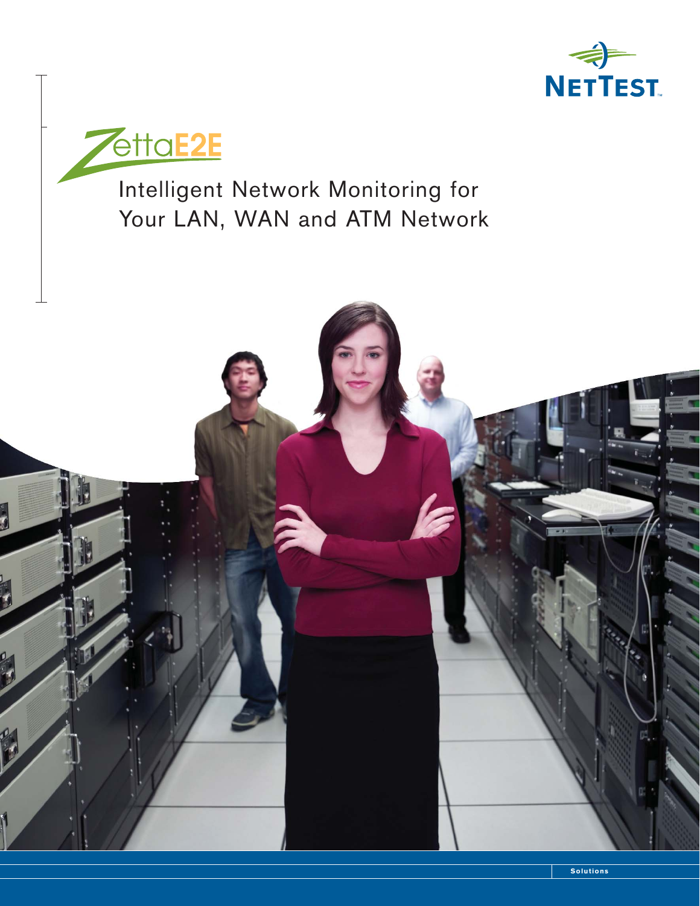NetTest

# ZettaE2E

## Intelligent Network Monitoring for Your LAN, WAN and ATM Network

Solutions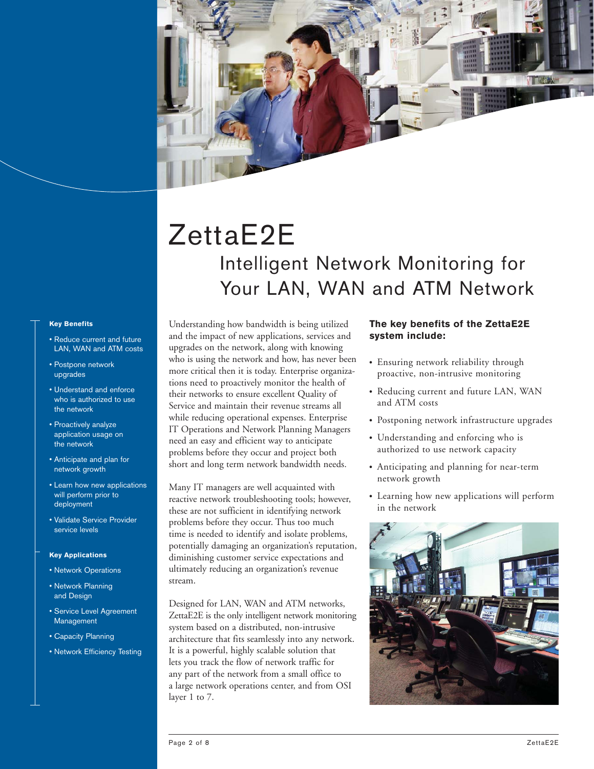# ZettaE2E

## Intelligent Network Monitoring for Your LAN, WAN and ATM Network

**Key Benefits**

- Reduce current and future LAN, WAN and ATM costs
- Postpone network upgrades
- Understand and enforce who is authorized to use the network
- Proactively analyze application usage on the network
- Anticipate and plan for network growth
- Learn how new applications will perform prior to deployment
- Validate Service Provider service levels

**Key Applications**

- Network Operations
- Network Planning and Design
- Service Level Agreement Management
- Capacity Planning
- Network Efficiency Testing

Understanding how bandwidth is being utilized and the impact of new applications, services and upgrades on the network, along with knowing who is using the network and how, has never been more critical then it is today. Enterprise organizations need to proactively monitor the health of their networks to ensure excellent Quality of Service and maintain their revenue streams all while reducing operational expenses. Enterprise IT Operations and Network Planning Managers need an easy and efficient way to anticipate problems before they occur and project both short and long term network bandwidth needs.

Many IT managers are well acquainted with reactive network troubleshooting tools; however, these are not sufficient in identifying network problems before they occur. Thus too much time is needed to identify and isolate problems, potentially damaging an organization's reputation, diminishing customer service expectations and ultimately reducing an organization's revenue stream.

Designed for LAN, WAN and ATM networks, ZettaE2E is the only intelligent network monitoring system based on a distributed, non-intrusive architecture that fits seamlessly into any network. It is a powerful, highly scalable solution that lets you track the flow of network traffic for any part of the network from a small office to a large network operations center, and from OSI layer 1 to 7.

**The key benefits of the ZettaE2E system include:**

- Ensuring network reliability through proactive, non-intrusive monitoring
- Reducing current and future LAN, WAN and ATM costs
- Postponing network infrastructure upgrades
- Understanding and enforcing who is authorized to use network capacity
- Anticipating and planning for near-term network growth
- Learning how new applications will perform in the network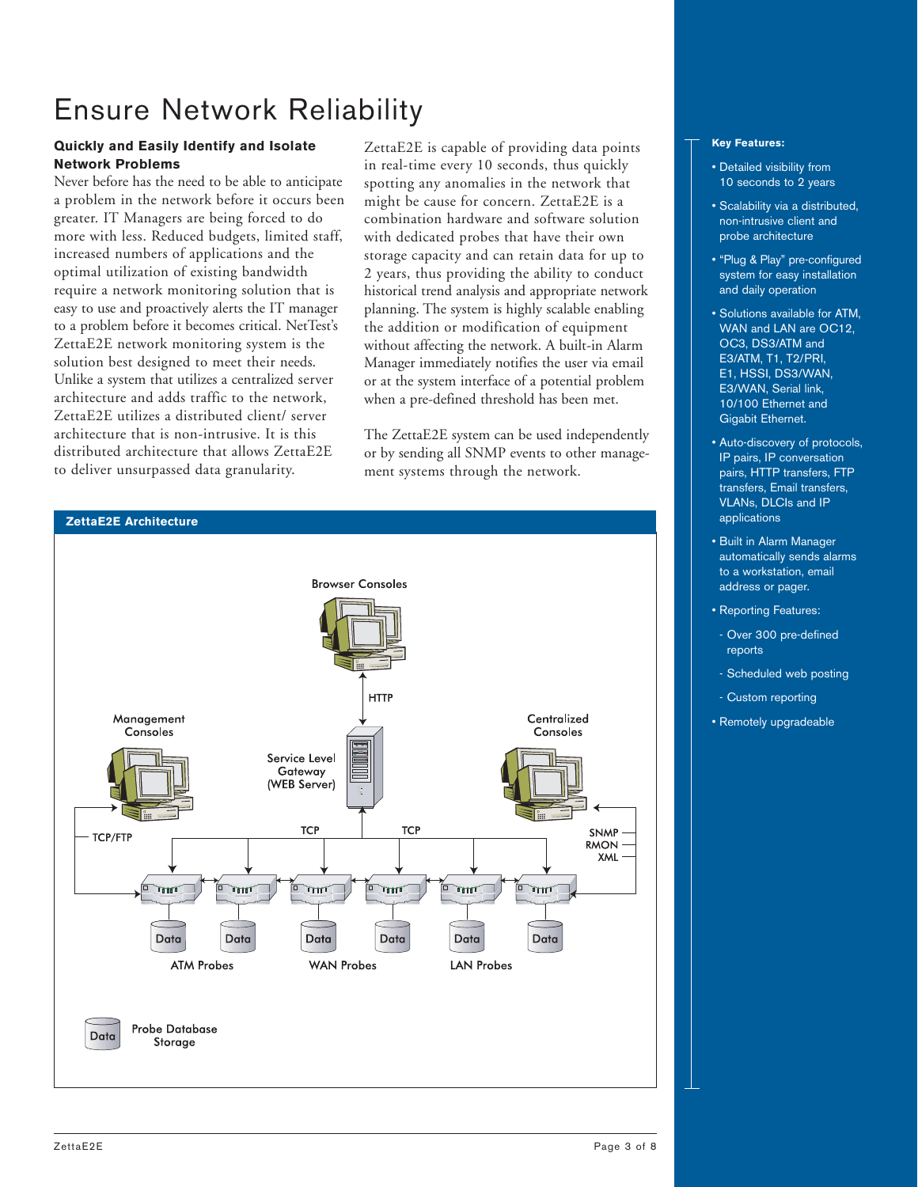# Ensure Network Reliability

**Quickly and Easily Identify and Isolate Network Problems**

Never before has the need to be able to anticipate a problem in the network before it occurs been greater. IT Managers are being forced to do more with less. Reduced budgets, limited staff, increased numbers of applications and the optimal utilization of existing bandwidth require a network monitoring solution that is easy to use and proactively alerts the IT manager to a problem before it becomes critical. NetTest's ZettaE2E network monitoring system is the solution best designed to meet their needs. Unlike a system that utilizes a centralized server architecture and adds traffic to the network, ZettaE2E utilizes a distributed client/ server architecture that is non-intrusive. It is this distributed architecture that allows ZettaE2E to deliver unsurpassed data granularity.

ZettaE2E is capable of providing data points in real-time every 10 seconds, thus quickly spotting any anomalies in the network that might be cause for concern. ZettaE2E is a combination hardware and software solution with dedicated probes that have their own storage capacity and can retain data for up to 2 years, thus providing the ability to conduct historical trend analysis and appropriate network planning. The system is highly scalable enabling the addition or modification of equipment without affecting the network. A built-in Alarm Manager immediately notifies the user via email or at the system interface of a potential problem when a pre-defined threshold has been met.

The ZettaE2E system can be used independently or by sending all SNMP events to other management systems through the network.

**ZettaE2E Architecture**

Browser Consoles

HTTP

Management Consoles

Service Level Gateway (WEB Server)

Centralized Consoles

TCP/FTP

TCP

TCP

SNMP
RMON
XML

Data Data Data Data Data Data

ATM Probes WAN Probes LAN Probes

Data Probe Database Storage

**Key Features:**

- Detailed visibility from 10 seconds to 2 years
- Scalability via a distributed, non-intrusive client and probe architecture
- "Plug & Play" pre-configured system for easy installation and daily operation
- Solutions available for ATM, WAN and LAN are OC12, OC3, DS3/ATM and E3/ATM, T1, T2/PRI, E1, HSSI, DS3/WAN, E3/WAN, Serial link, 10/100 Ethernet and Gigabit Ethernet.
- Auto-discovery of protocols, IP pairs, IP conversation pairs, HTTP transfers, FTP transfers, Email transfers, VLANs, DLCIs and IP applications
- Built in Alarm Manager automatically sends alarms to a workstation, email address or pager.
- Reporting Features:
  - Over 300 pre-defined reports
  - Scheduled web posting
  - Custom reporting
- Remotely upgradeable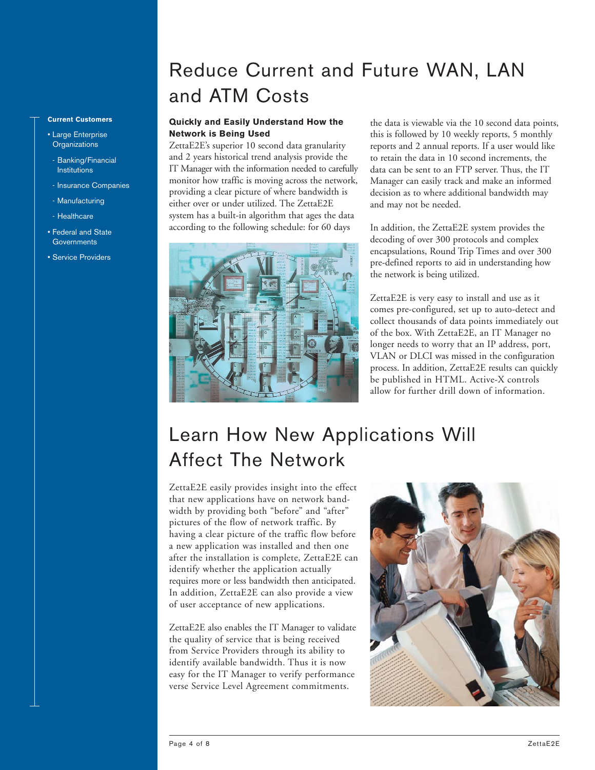**Current Customers**

- Large Enterprise Organizations
  - Banking/Financial Institutions
  - Insurance Companies
  - Manufacturing
  - Healthcare
- Federal and State Governments
- Service Providers

# Reduce Current and Future WAN, LAN and ATM Costs

### Quickly and Easily Understand How the Network is Being Used

ZettaE2E's superior 10 second data granularity and 2 years historical trend analysis provide the IT Manager with the information needed to carefully monitor how traffic is moving across the network, providing a clear picture of where bandwidth is either over or under utilized. The ZettaE2E system has a built-in algorithm that ages the data according to the following schedule: for 60 days the data is viewable via the 10 second data points, this is followed by 10 weekly reports, 5 monthly reports and 2 annual reports. If a user would like to retain the data in 10 second increments, the data can be sent to an FTP server. Thus, the IT Manager can easily track and make an informed decision as to where additional bandwidth may and may not be needed.

In addition, the ZettaE2E system provides the decoding of over 300 protocols and complex encapsulations, Round Trip Times and over 300 pre-defined reports to aid in understanding how the network is being utilized.

ZettaE2E is very easy to install and use as it comes pre-configured, set up to auto-detect and collect thousands of data points immediately out of the box. With ZettaE2E, an IT Manager no longer needs to worry that an IP address, port, VLAN or DLCI was missed in the configuration process. In addition, ZettaE2E results can quickly be published in HTML. Active-X controls allow for further drill down of information.

# Learn How New Applications Will Affect The Network

ZettaE2E easily provides insight into the effect that new applications have on network bandwidth by providing both "before" and "after" pictures of the flow of network traffic. By having a clear picture of the traffic flow before a new application was installed and then one after the installation is complete, ZettaE2E can identify whether the application actually requires more or less bandwidth then anticipated. In addition, ZettaE2E can also provide a view of user acceptance of new applications.

ZettaE2E also enables the IT Manager to validate the quality of service that is being received from Service Providers through its ability to identify available bandwidth. Thus it is now easy for the IT Manager to verify performance verse Service Level Agreement commitments.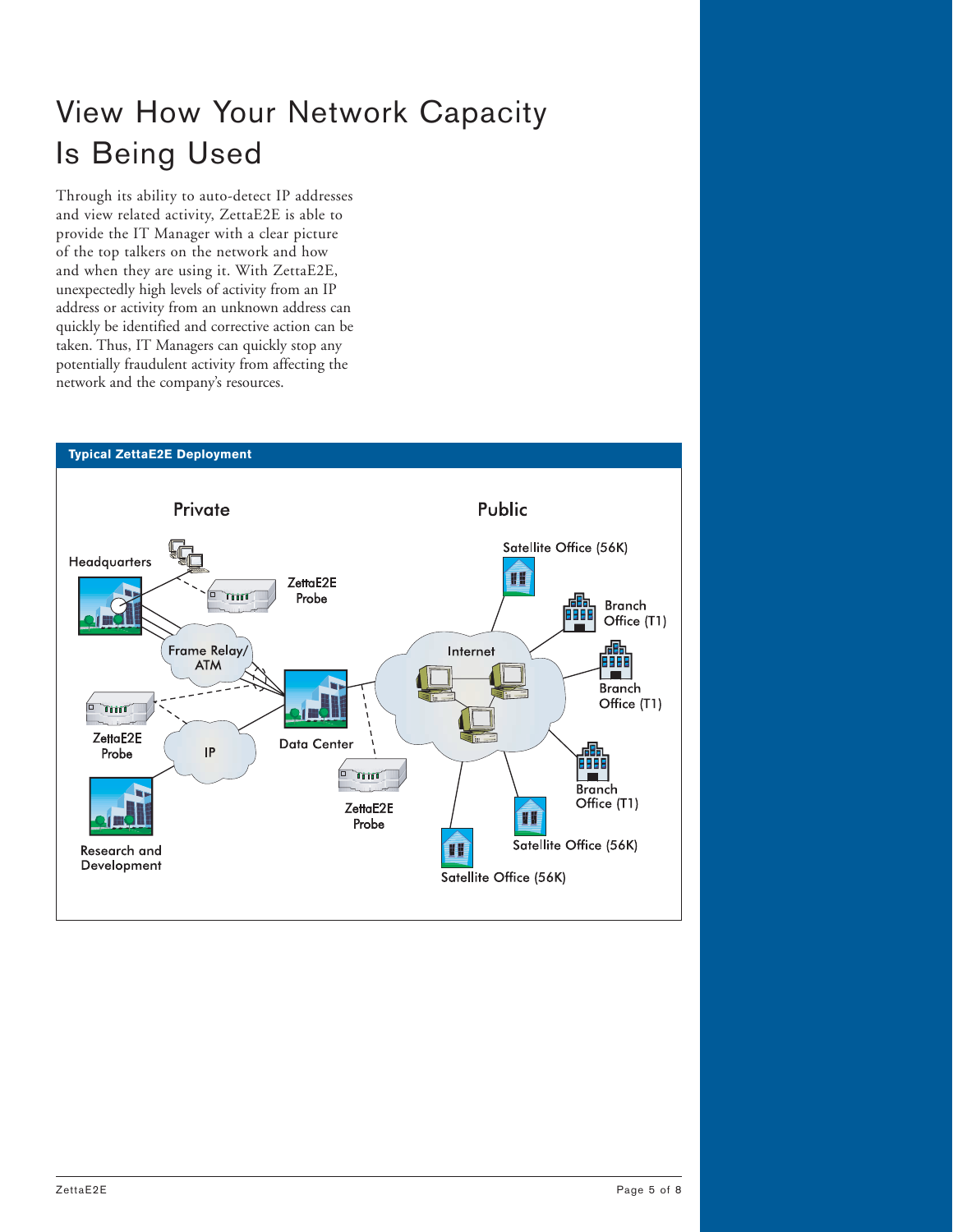# View How Your Network Capacity Is Being Used

Through its ability to auto-detect IP addresses and view related activity, ZettaE2E is able to provide the IT Manager with a clear picture of the top talkers on the network and how and when they are using it. With ZettaE2E, unexpectedly high levels of activity from an IP address or activity from an unknown address can quickly be identified and corrective action can be taken. Thus, IT Managers can quickly stop any potentially fraudulent activity from affecting the network and the company's resources.

**Typical ZettaE2E Deployment**

Private

Public

Headquarters

ZettaE2E Probe

Frame Relay/ATM

ZettaE2E Probe

IP

Data Center

ZettaE2E Probe

Research and Development

Internet

Satellite Office (56K)

Branch Office (T1)

Branch Office (T1)

Branch Office (T1)

Satellite Office (56K)

Satellite Office (56K)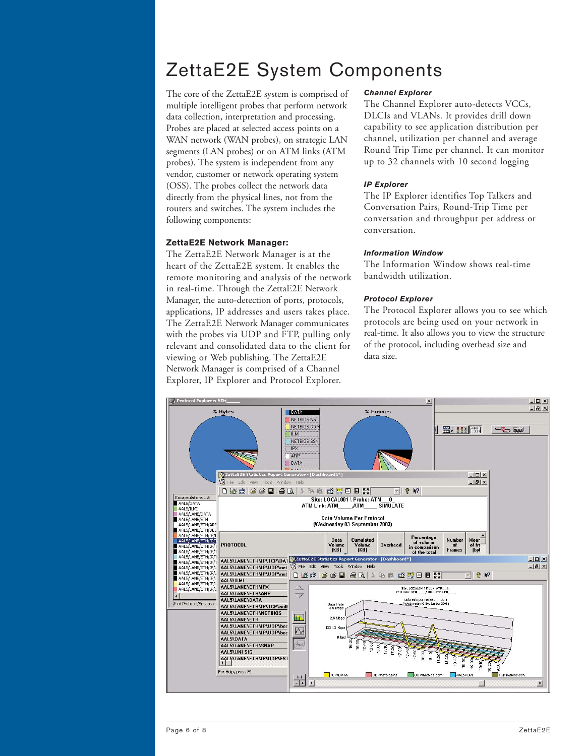# ZettaE2E System Components

The core of the ZettaE2E system is comprised of multiple intelligent probes that perform network data collection, interpretation and processing. Probes are placed at selected access points on a WAN network (WAN probes), on strategic LAN segments (LAN probes) or on ATM links (ATM probes). The system is independent from any vendor, customer or network operating system (OSS). The probes collect the network data directly from the physical lines, not from the routers and switches. The system includes the following components:

### ZettaE2E Network Manager:

The ZettaE2E Network Manager is at the heart of the ZettaE2E system. It enables the remote monitoring and analysis of the network in real-time. Through the ZettaE2E Network Manager, the auto-detection of ports, protocols, applications, IP addresses and users takes place. The ZettaE2E Network Manager communicates with the probes via UDP and FTP, pulling only relevant and consolidated data to the client for viewing or Web publishing. The ZettaE2E Network Manager is comprised of a Channel Explorer, IP Explorer and Protocol Explorer.

#### *Channel Explorer*

The Channel Explorer auto-detects VCCs, DLCIs and VLANs. It provides drill down capability to see application distribution per channel, utilization per channel and average Round Trip Time per channel. It can monitor up to 32 channels with 10 second logging

#### *IP Explorer*

The IP Explorer identifies Top Talkers and Conversation Pairs, Round-Trip Time per conversation and throughput per address or conversation.

#### *Information Window*

The Information Window shows real-time bandwidth utilization.

#### *Protocol Explorer*

The Protocol Explorer allows you to see which protocols are being used on your network in real-time. It also allows you to view the structure of the protocol, including overhead size and data size.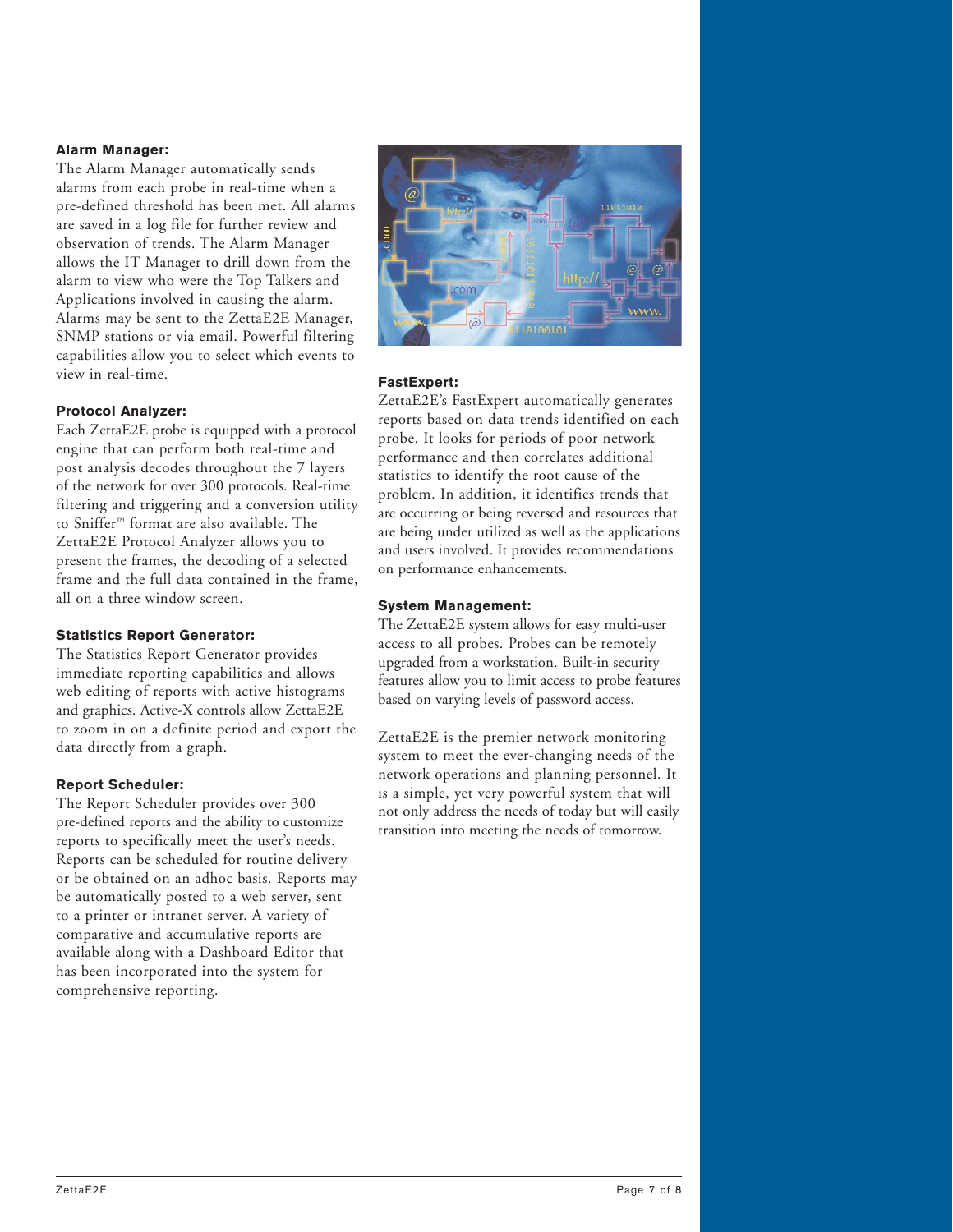### Alarm Manager:

The Alarm Manager automatically sends alarms from each probe in real-time when a pre-defined threshold has been met. All alarms are saved in a log file for further review and observation of trends. The Alarm Manager allows the IT Manager to drill down from the alarm to view who were the Top Talkers and Applications involved in causing the alarm. Alarms may be sent to the ZettaE2E Manager, SNMP stations or via email. Powerful filtering capabilities allow you to select which events to view in real-time.

### Protocol Analyzer:

Each ZettaE2E probe is equipped with a protocol engine that can perform both real-time and post analysis decodes throughout the 7 layers of the network for over 300 protocols. Real-time filtering and triggering and a conversion utility to Sniffer™ format are also available. The ZettaE2E Protocol Analyzer allows you to present the frames, the decoding of a selected frame and the full data contained in the frame, all on a three window screen.

### Statistics Report Generator:

The Statistics Report Generator provides immediate reporting capabilities and allows web editing of reports with active histograms and graphics. Active-X controls allow ZettaE2E to zoom in on a definite period and export the data directly from a graph.

### Report Scheduler:

The Report Scheduler provides over 300 pre-defined reports and the ability to customize reports to specifically meet the user's needs. Reports can be scheduled for routine delivery or be obtained on an adhoc basis. Reports may be automatically posted to a web server, sent to a printer or intranet server. A variety of comparative and accumulative reports are available along with a Dashboard Editor that has been incorporated into the system for comprehensive reporting.

### FastExpert:

ZettaE2E's FastExpert automatically generates reports based on data trends identified on each probe. It looks for periods of poor network performance and then correlates additional statistics to identify the root cause of the problem. In addition, it identifies trends that are occurring or being reversed and resources that are being under utilized as well as the applications and users involved. It provides recommendations on performance enhancements.

### System Management:

The ZettaE2E system allows for easy multi-user access to all probes. Probes can be remotely upgraded from a workstation. Built-in security features allow you to limit access to probe features based on varying levels of password access.

ZettaE2E is the premier network monitoring system to meet the ever-changing needs of the network operations and planning personnel. It is a simple, yet very powerful system that will not only address the needs of today but will easily transition into meeting the needs of tomorrow.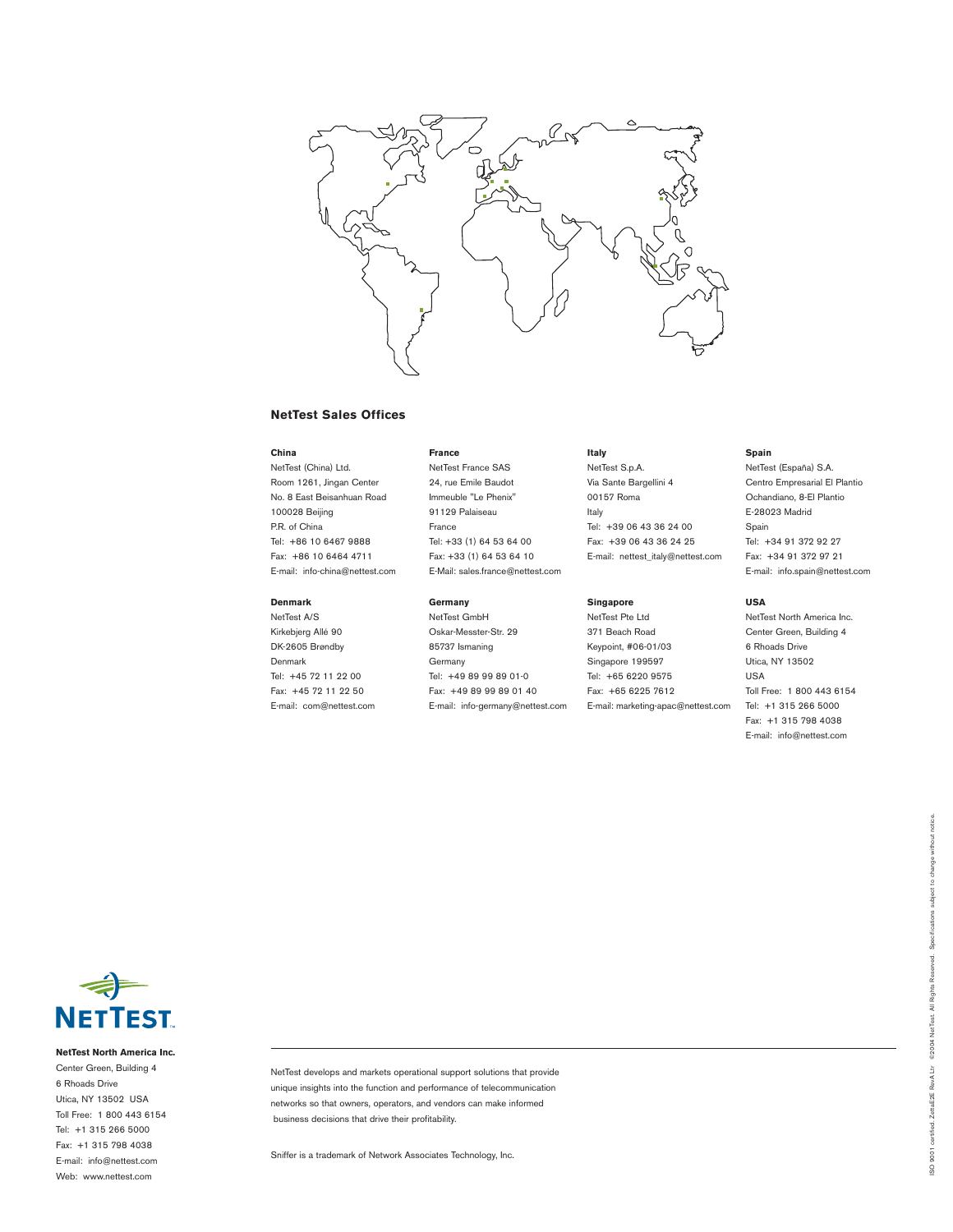## NetTest Sales Offices

**China**
NetTest (China) Ltd.
Room 1261, Jingan Center
No. 8 East Beisanhuan Road
100028 Beijing
P.R. of China
Tel: +86 10 6467 9888
Fax: +86 10 6464 4711
E-mail: info-china@nettest.com

**Denmark**
NetTest A/S
Kirkebjerg Allé 90
DK-2605 Brøndby
Denmark
Tel: +45 72 11 22 00
Fax: +45 72 11 22 50
E-mail: com@nettest.com

**France**
NetTest France SAS
24, rue Emile Baudot
Immeuble "Le Phenix"
91129 Palaiseau
France
Tel: +33 (1) 64 53 64 00
Fax: +33 (1) 64 53 64 10
E-Mail: sales.france@nettest.com

**Germany**
NetTest GmbH
Oskar-Messter-Str. 29
85737 Ismaning
Germany
Tel: +49 89 99 89 01-0
Fax: +49 89 99 89 01 40
E-mail: info-germany@nettest.com

**Italy**
NetTest S.p.A.
Via Sante Bargellini 4
00157 Roma
Italy
Tel: +39 06 43 36 24 00
Fax: +39 06 43 36 24 25
E-mail: nettest_italy@nettest.com

**Singapore**
NetTest Pte Ltd
371 Beach Road
Keypoint, #06-01/03
Singapore 199597
Tel: +65 6220 9575
Fax: +65 6225 7612
E-mail: marketing-apac@nettest.com

**Spain**
NetTest (España) S.A.
Centro Empresarial El Plantio
Ochandiano, 8-El Plantio
E-28023 Madrid
Spain
Tel: +34 91 372 92 27
Fax: +34 91 372 97 21
E-mail: info.spain@nettest.com

**USA**
NetTest North America Inc.
Center Green, Building 4
6 Rhoads Drive
Utica, NY 13502
USA
Toll Free: 1 800 443 6154
Tel: +1 315 266 5000
Fax: +1 315 798 4038
E-mail: info@nettest.com

NETTEST™

**NetTest North America Inc.**
Center Green, Building 4
6 Rhoads Drive
Utica, NY 13502 USA
Toll Free: 1 800 443 6154
Tel: +1 315 266 5000
Fax: +1 315 798 4038
E-mail: info@nettest.com
Web: www.nettest.com

NetTest develops and markets operational support solutions that provide unique insights into the function and performance of telecommunication networks so that owners, operators, and vendors can make informed business decisions that drive their profitability.

Sniffer is a trademark of Network Associates Technology, Inc.

ISO 9001 certified. ZettaE2E RevA Ltr ©2004 NetTest. All Rights Reserved. Specifications subject to change without notice.